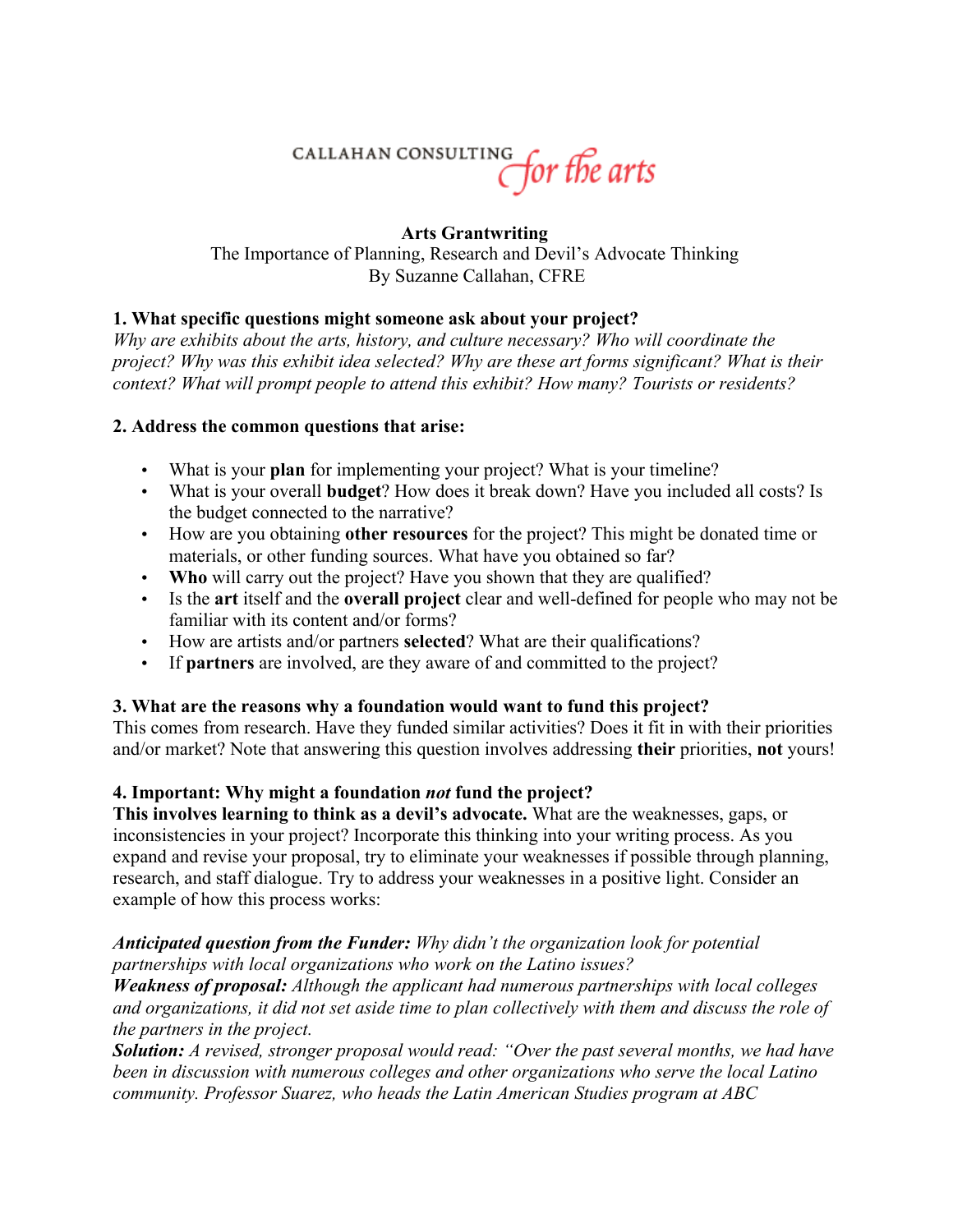CALLAHAN CONSULTING for the arts

# Arts Grantwriting

The Importance of Planning, Research and Devil's Advocate Thinking
By Suzanne Callahan, CFRE

### 1. What specific questions might someone ask about your project?

*Why are exhibits about the arts, history, and culture necessary? Who will coordinate the project? Why was this exhibit idea selected? Why are these art forms significant? What is their context? What will prompt people to attend this exhibit? How many? Tourists or residents?*

### 2. Address the common questions that arise:

- What is your **plan** for implementing your project? What is your timeline?
- What is your overall **budget**? How does it break down? Have you included all costs? Is the budget connected to the narrative?
- How are you obtaining **other resources** for the project? This might be donated time or materials, or other funding sources. What have you obtained so far?
- **Who** will carry out the project? Have you shown that they are qualified?
- Is the **art** itself and the **overall project** clear and well-defined for people who may not be familiar with its content and/or forms?
- How are artists and/or partners **selected**? What are their qualifications?
- If **partners** are involved, are they aware of and committed to the project?

### 3. What are the reasons why a foundation would want to fund this project?

This comes from research. Have they funded similar activities? Does it fit in with their priorities and/or market? Note that answering this question involves addressing **their** priorities, **not** yours!

### 4. Important: Why might a foundation *not* fund the project?

**This involves learning to think as a devil's advocate.** What are the weaknesses, gaps, or inconsistencies in your project? Incorporate this thinking into your writing process. As you expand and revise your proposal, try to eliminate your weaknesses if possible through planning, research, and staff dialogue. Try to address your weaknesses in a positive light. Consider an example of how this process works:

***Anticipated question from the Funder:*** *Why didn't the organization look for potential partnerships with local organizations who work on the Latino issues?*
***Weakness of proposal:*** *Although the applicant had numerous partnerships with local colleges and organizations, it did not set aside time to plan collectively with them and discuss the role of the partners in the project.*
***Solution:*** *A revised, stronger proposal would read: "Over the past several months, we had have been in discussion with numerous colleges and other organizations who serve the local Latino community. Professor Suarez, who heads the Latin American Studies program at ABC*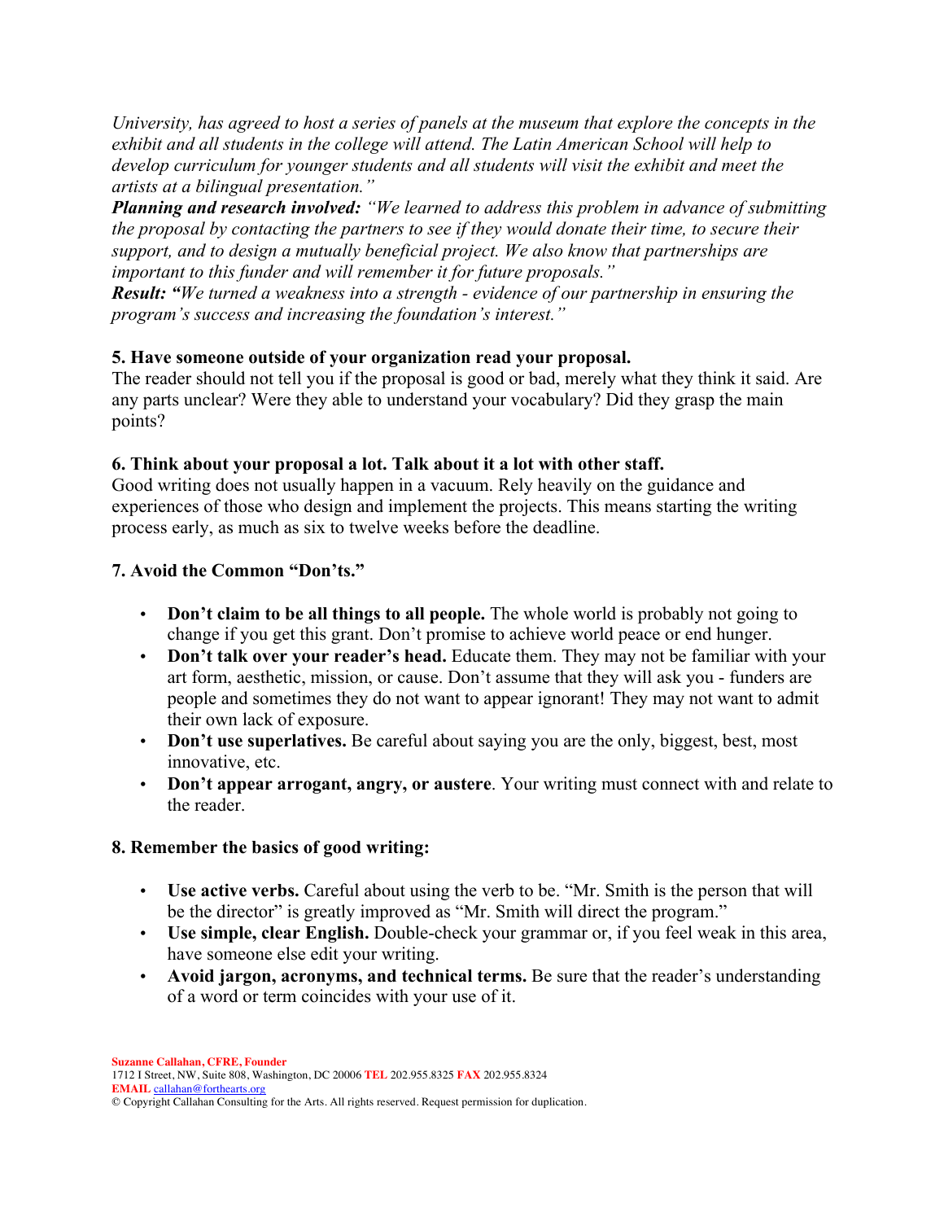*University, has agreed to host a series of panels at the museum that explore the concepts in the exhibit and all students in the college will attend. The Latin American School will help to develop curriculum for younger students and all students will visit the exhibit and meet the artists at a bilingual presentation."*
***Planning and research involved:*** *"We learned to address this problem in advance of submitting the proposal by contacting the partners to see if they would donate their time, to secure their support, and to design a mutually beneficial project. We also know that partnerships are important to this funder and will remember it for future proposals."*
***Result: "****We turned a weakness into a strength - evidence of our partnership in ensuring the program's success and increasing the foundation's interest."*

**5. Have someone outside of your organization read your proposal.**
The reader should not tell you if the proposal is good or bad, merely what they think it said. Are any parts unclear? Were they able to understand your vocabulary? Did they grasp the main points?

**6. Think about your proposal a lot. Talk about it a lot with other staff.**
Good writing does not usually happen in a vacuum. Rely heavily on the guidance and experiences of those who design and implement the projects. This means starting the writing process early, as much as six to twelve weeks before the deadline.

**7. Avoid the Common "Don'ts."**

- **Don't claim to be all things to all people.** The whole world is probably not going to change if you get this grant. Don't promise to achieve world peace or end hunger.
- **Don't talk over your reader's head.** Educate them. They may not be familiar with your art form, aesthetic, mission, or cause. Don't assume that they will ask you - funders are people and sometimes they do not want to appear ignorant! They may not want to admit their own lack of exposure.
- **Don't use superlatives.** Be careful about saying you are the only, biggest, best, most innovative, etc.
- **Don't appear arrogant, angry, or austere**. Your writing must connect with and relate to the reader.

**8. Remember the basics of good writing:**

- **Use active verbs.** Careful about using the verb to be. "Mr. Smith is the person that will be the director" is greatly improved as "Mr. Smith will direct the program."
- **Use simple, clear English.** Double-check your grammar or, if you feel weak in this area, have someone else edit your writing.
- **Avoid jargon, acronyms, and technical terms.** Be sure that the reader's understanding of a word or term coincides with your use of it.